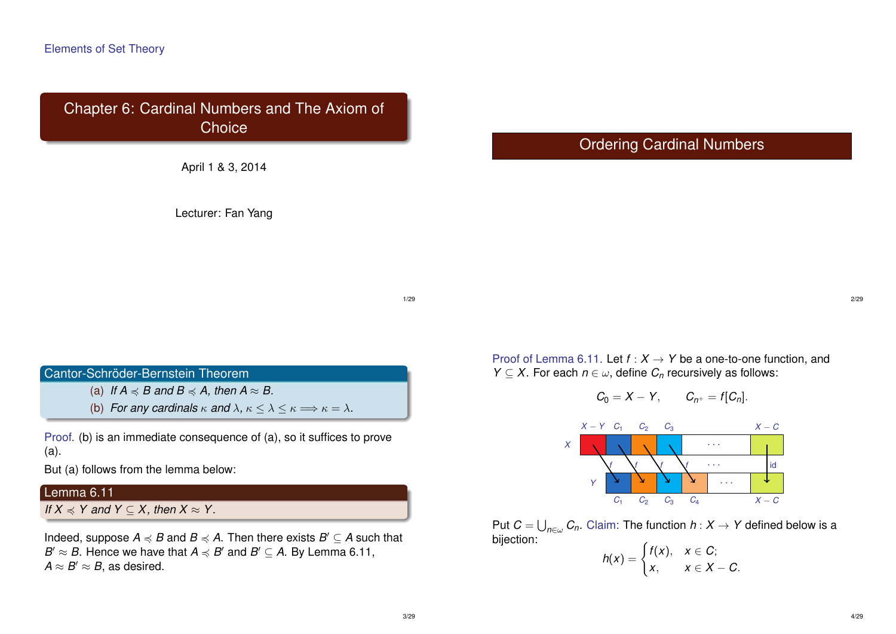Elements of Set Theory

# Chapter 6: Cardinal Numbers and The Axiom of Choice

April 1 & 3, 2014

Lecturer: Fan Yang

## Ordering Cardinal Numbers

### Cantor-Schröder-Bernstein Theorem

(a) *If $A \preccurlyeq B$ and $B \preccurlyeq A$, then $A \approx B$.*

(b) *For any cardinals $\kappa$ and $\lambda$, $\kappa \leq \lambda \leq \kappa \Longrightarrow \kappa = \lambda$.*

Proof. (b) is an immediate consequence of (a), so it suffices to prove (a).

But (a) follows from the lemma below:

### Lemma 6.11

*If $X \preccurlyeq Y$ and $Y \subseteq X$, then $X \approx Y$.*

Indeed, suppose $A \preccurlyeq B$ and $B \preccurlyeq A$. Then there exists $B' \subseteq A$ such that $B' \approx B$. Hence we have that $A \preccurlyeq B'$ and $B' \subseteq A$. By Lemma 6.11, $A \approx B' \approx B$, as desired.

Proof of Lemma 6.11. Let $f : X \to Y$ be a one-to-one function, and $Y \subseteq X$. For each $n \in \omega$, define $C_n$ recursively as follows:

$$C_0 = X - Y, \qquad C_{n^+} = f[C_n].$$

Put $C = \bigcup_{n \in \omega} C_n$. Claim: The function $h : X \to Y$ defined below is a bijection:

$$h(x) = \begin{cases} f(x), & x \in C; \\ x, & x \in X - C. \end{cases}$$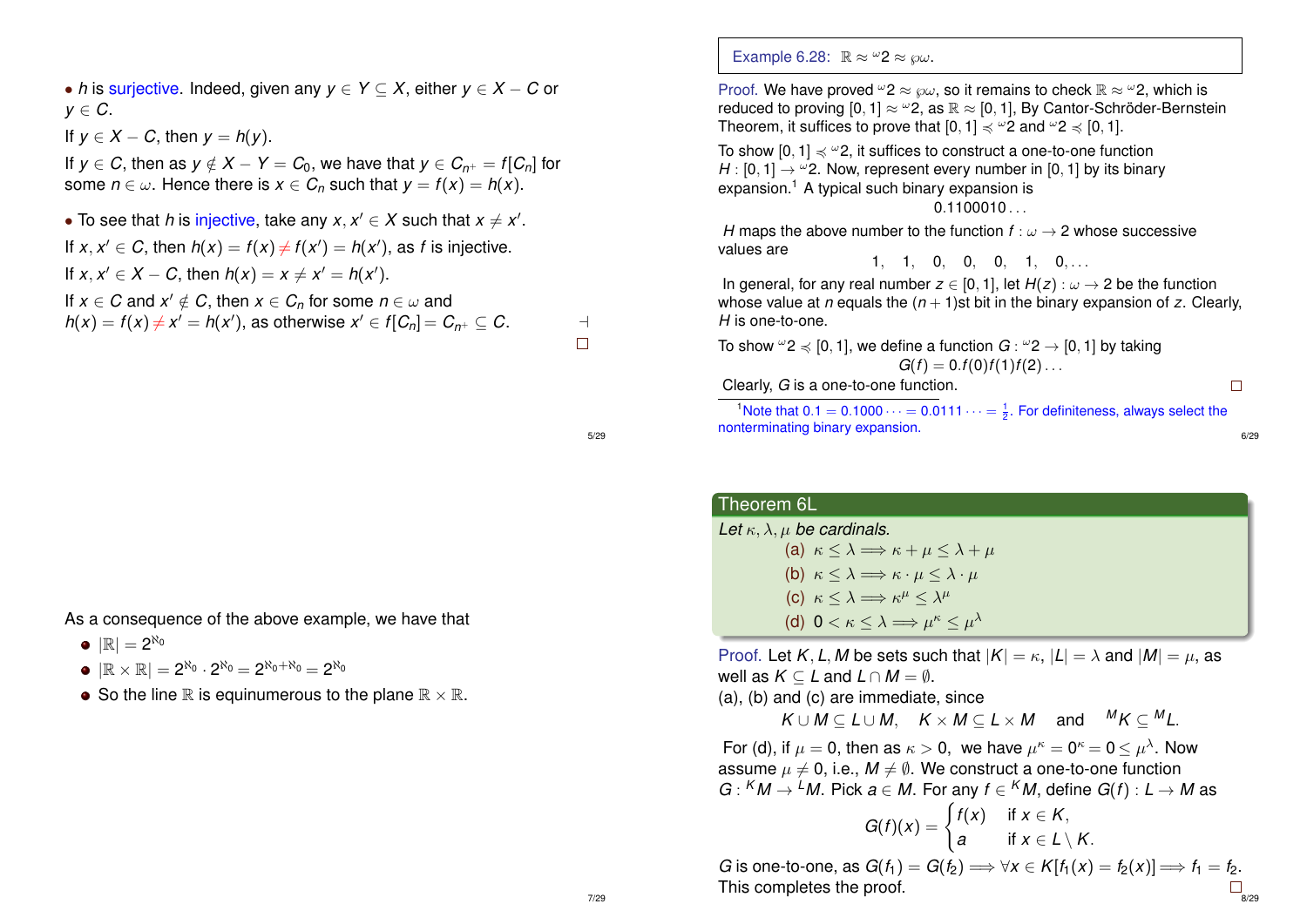- $h$ is surjective. Indeed, given any $y \in Y \subseteq X$, either $y \in X - C$ or $y \in C$.

If $y \in X - C$, then $y = h(y)$.

If $y \in C$, then as $y \notin X - Y = C_0$, we have that $y \in C_{n^+} = f[C_n]$ for some $n \in \omega$. Hence there is $x \in C_n$ such that $y = f(x) = h(x)$.

- To see that $h$ is injective, take any $x, x' \in X$ such that $x \neq x'$.

If $x, x' \in C$, then $h(x) = f(x) \neq f(x') = h(x')$, as $f$ is injective.

If $x, x' \in X - C$, then $h(x) = x \neq x' = h(x')$.

If $x \in C$ and $x' \notin C$, then $x \in C_n$ for some $n \in \omega$ and $h(x) = f(x) \neq x' = h(x')$, as otherwise $x' \in f[C_n] = C_{n^+} \subseteq C$. $\dashv$

$\square$

**Example 6.28:** $\mathbb{R} \approx {}^{\omega}2 \approx \wp\omega$.

Proof. We have proved ${}^{\omega}2 \approx \wp\omega$, so it remains to check $\mathbb{R} \approx {}^{\omega}2$, which is reduced to proving $[0,1] \approx {}^{\omega}2$, as $\mathbb{R} \approx [0,1]$. By Cantor-Schröder-Bernstein Theorem, it suffices to prove that $[0,1] \preccurlyeq {}^{\omega}2$ and ${}^{\omega}2 \preccurlyeq [0,1]$.

To show $[0,1] \preccurlyeq {}^{\omega}2$, it suffices to construct a one-to-one function $H : [0,1] \to {}^{\omega}2$. Now, represent every number in $[0,1]$ by its binary expansion.[1] A typical such binary expansion is

$$0.1100010\ldots$$

$H$ maps the above number to the function $f : \omega \to 2$ whose successive values are

$$1, \quad 1, \quad 0, \quad 0, \quad 0, \quad 1, \quad 0, \ldots$$

In general, for any real number $z \in [0,1]$, let $H(z) : \omega \to 2$ be the function whose value at $n$ equals the $(n+1)$st bit in the binary expansion of $z$. Clearly, $H$ is one-to-one.

To show ${}^{\omega}2 \preccurlyeq [0,1]$, we define a function $G : {}^{\omega}2 \to [0,1]$ by taking

$$G(f) = 0.f(0)f(1)f(2)\ldots$$

Clearly, $G$ is a one-to-one function. $\square$

[1] Note that $0.1 = 0.1000\cdots = 0.0111\cdots = \frac{1}{2}$. For definiteness, always select the nonterminating binary expansion.

As a consequence of the above example, we have that

- $|\mathbb{R}| = 2^{\aleph_0}$
- $|\mathbb{R} \times \mathbb{R}| = 2^{\aleph_0} \cdot 2^{\aleph_0} = 2^{\aleph_0 + \aleph_0} = 2^{\aleph_0}$
- So the line $\mathbb{R}$ is equinumerous to the plane $\mathbb{R} \times \mathbb{R}$.

**Theorem 6L**

*Let $\kappa, \lambda, \mu$ be cardinals.*

(a) $\kappa \leq \lambda \Longrightarrow \kappa + \mu \leq \lambda + \mu$

(b) $\kappa \leq \lambda \Longrightarrow \kappa \cdot \mu \leq \lambda \cdot \mu$

(c) $\kappa \leq \lambda \Longrightarrow \kappa^{\mu} \leq \lambda^{\mu}$

(d) $0 < \kappa \leq \lambda \Longrightarrow \mu^{\kappa} \leq \mu^{\lambda}$

Proof. Let $K, L, M$ be sets such that $|K| = \kappa$, $|L| = \lambda$ and $|M| = \mu$, as well as $K \subseteq L$ and $L \cap M = \emptyset$.

(a), (b) and (c) are immediate, since

$$K \cup M \subseteq L \cup M, \quad K \times M \subseteq L \times M \quad \text{and} \quad {}^{M}K \subseteq {}^{M}L.$$

For (d), if $\mu = 0$, then as $\kappa > 0$, we have $\mu^{\kappa} = 0^{\kappa} = 0 \leq \mu^{\lambda}$. Now assume $\mu \neq 0$, i.e., $M \neq \emptyset$. We construct a one-to-one function $G : {}^{K}M \to {}^{L}M$. Pick $a \in M$. For any $f \in {}^{K}M$, define $G(f) : L \to M$ as

$$G(f)(x) = \begin{cases} f(x) & \text{if } x \in K, \\ a & \text{if } x \in L \setminus K. \end{cases}$$

$G$ is one-to-one, as $G(f_1) = G(f_2) \Longrightarrow \forall x \in K[f_1(x) = f_2(x)] \Longrightarrow f_1 = f_2$. This completes the proof. $\square$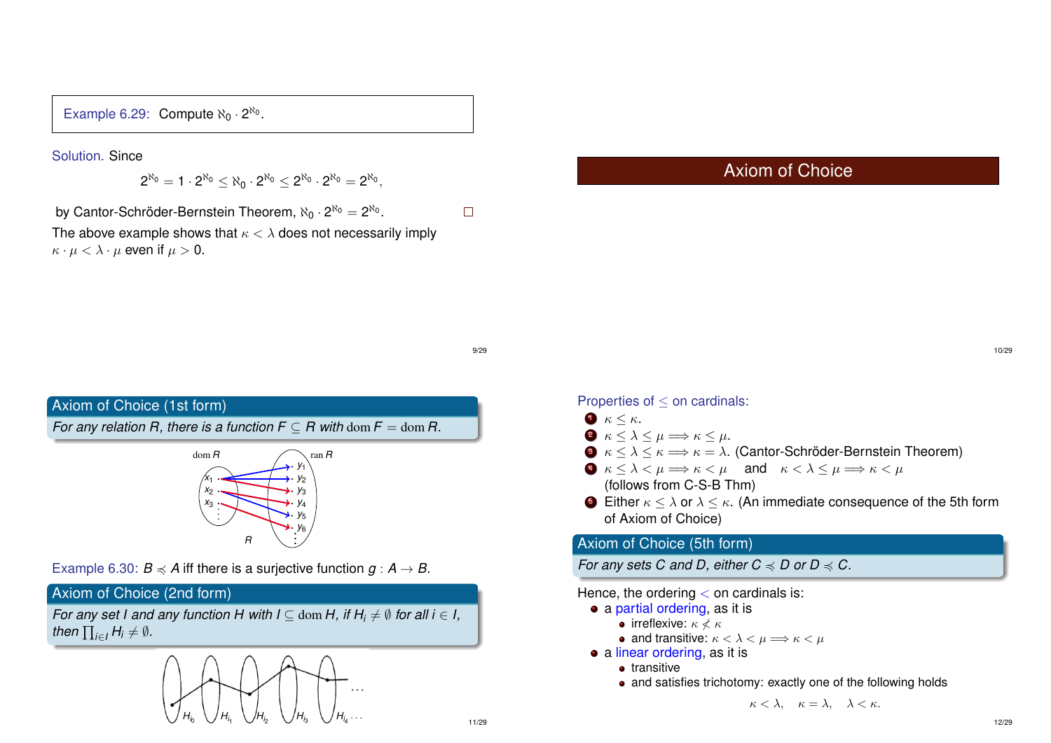Example 6.29: Compute $\aleph_0 \cdot 2^{\aleph_0}$.

Solution. Since

$$2^{\aleph_0} = 1 \cdot 2^{\aleph_0} \leq \aleph_0 \cdot 2^{\aleph_0} \leq 2^{\aleph_0} \cdot 2^{\aleph_0} = 2^{\aleph_0},$$

by Cantor-Schröder-Bernstein Theorem, $\aleph_0 \cdot 2^{\aleph_0} = 2^{\aleph_0}$. □

The above example shows that $\kappa < \lambda$ does not necessarily imply $\kappa \cdot \mu < \lambda \cdot \mu$ even if $\mu > 0$.

## Axiom of Choice

### Axiom of Choice (1st form)

*For any relation $R$, there is a function $F \subseteq R$ with $\operatorname{dom} F = \operatorname{dom} R$.*

dom $R$ &nbsp;&nbsp; ran $R$

$x_1$, $x_2$, $x_3$, … &nbsp;&nbsp; $y_1$, $y_2$, $y_3$, $y_4$, $y_5$, $y_6$, …

$R$

Example 6.30: $B \preccurlyeq A$ iff there is a surjective function $g : A \to B$.

### Axiom of Choice (2nd form)

*For any set $I$ and any function $H$ with $I \subseteq \operatorname{dom} H$, if $H_i \neq \emptyset$ for all $i \in I$, then $\prod_{i \in I} H_i \neq \emptyset$.*

$H_{i_0}$ &nbsp; $H_{i_1}$ &nbsp; $H_{i_2}$ &nbsp; $H_{i_3}$ &nbsp; $H_{i_4}$ …

Properties of $\leq$ on cardinals:

1. $\kappa \leq \kappa$.
2. $\kappa \leq \lambda \leq \mu \Longrightarrow \kappa \leq \mu$.
3. $\kappa \leq \lambda \leq \kappa \Longrightarrow \kappa = \lambda$. (Cantor-Schröder-Bernstein Theorem)
4. $\kappa \leq \lambda < \mu \Longrightarrow \kappa < \mu$ and $\kappa < \lambda \leq \mu \Longrightarrow \kappa < \mu$ (follows from C-S-B Thm)
5. Either $\kappa \leq \lambda$ or $\lambda \leq \kappa$. (An immediate consequence of the 5th form of Axiom of Choice)

### Axiom of Choice (5th form)

*For any sets $C$ and $D$, either $C \preccurlyeq D$ or $D \preccurlyeq C$.*

Hence, the ordering $<$ on cardinals is:

- a partial ordering, as it is
  - irreflexive: $\kappa \not< \kappa$
  - and transitive: $\kappa < \lambda < \mu \Longrightarrow \kappa < \mu$
- a linear ordering, as it is
  - transitive
  - and satisfies trichotomy: exactly one of the following holds

$$\kappa < \lambda, \quad \kappa = \lambda, \quad \lambda < \kappa.$$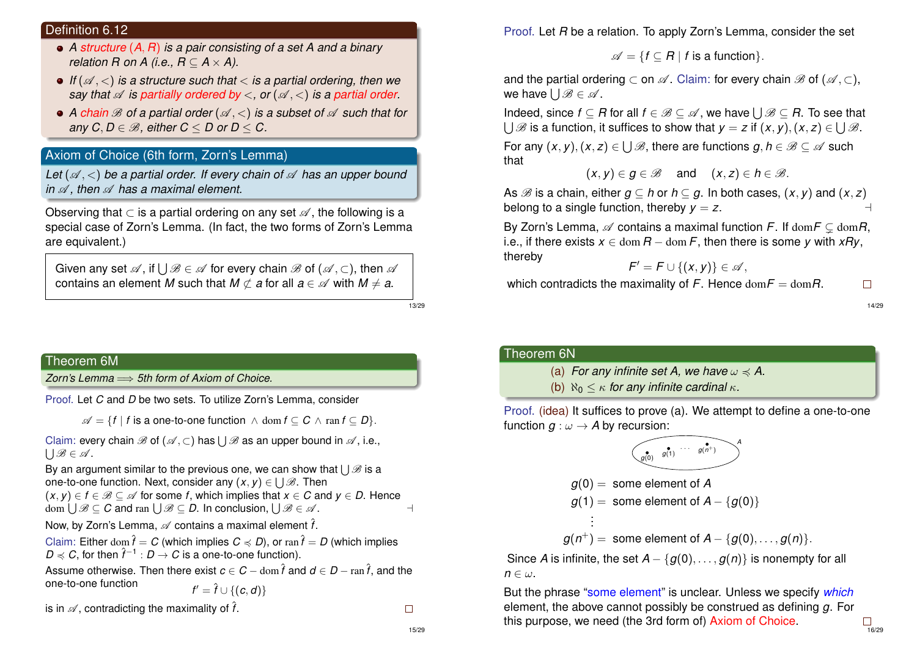## Definition 6.12

- *A structure $(A, R)$ is a pair consisting of a set $A$ and a binary relation $R$ on $A$ (i.e., $R \subseteq A \times A$).*
- *If $(\mathscr{A}, <)$ is a structure such that $<$ is a partial ordering, then we say that $\mathscr{A}$ is partially ordered by $<$, or $(\mathscr{A}, <)$ is a partial order.*
- *A chain $\mathscr{B}$ of a partial order $(\mathscr{A}, <)$ is a subset of $\mathscr{A}$ such that for any $C, D \in \mathscr{B}$, either $C \leq D$ or $D \leq C$.*

## Axiom of Choice (6th form, Zorn's Lemma)

*Let $(\mathscr{A}, <)$ be a partial order. If every chain of $\mathscr{A}$ has an upper bound in $\mathscr{A}$, then $\mathscr{A}$ has a maximal element.*

Observing that $\subset$ is a partial ordering on any set $\mathscr{A}$, the following is a special case of Zorn's Lemma. (In fact, the two forms of Zorn's Lemma are equivalent.)

> Given any set $\mathscr{A}$, if $\bigcup \mathscr{B} \in \mathscr{A}$ for every chain $\mathscr{B}$ of $(\mathscr{A}, \subset)$, then $\mathscr{A}$ contains an element $M$ such that $M \not\subset a$ for all $a \in \mathscr{A}$ with $M \neq a$.

Proof. Let $R$ be a relation. To apply Zorn's Lemma, consider the set

$$\mathscr{A} = \{f \subseteq R \mid f \text{ is a function}\}.$$

and the partial ordering $\subset$ on $\mathscr{A}$. Claim: for every chain $\mathscr{B}$ of $(\mathscr{A}, \subset)$, we have $\bigcup \mathscr{B} \in \mathscr{A}$.

Indeed, since $f \subseteq R$ for all $f \in \mathscr{B} \subseteq \mathscr{A}$, we have $\bigcup \mathscr{B} \subseteq R$. To see that $\bigcup \mathscr{B}$ is a function, it suffices to show that $y = z$ if $(x, y), (x, z) \in \bigcup \mathscr{B}$.

For any $(x, y), (x, z) \in \bigcup \mathscr{B}$, there are functions $g, h \in \mathscr{B} \subseteq \mathscr{A}$ such that

$$(x, y) \in g \in \mathscr{B} \quad \text{and} \quad (x, z) \in h \in \mathscr{B}.$$

As $\mathscr{B}$ is a chain, either $g \subseteq h$ or $h \subseteq g$. In both cases, $(x, y)$ and $(x, z)$ belong to a single function, thereby $y = z$. ⊣

By Zorn's Lemma, $\mathscr{A}$ contains a maximal function $F$. If $\operatorname{dom} F \subsetneq \operatorname{dom} R$, i.e., if there exists $x \in \operatorname{dom} R - \operatorname{dom} F$, then there is some $y$ with $xRy$, thereby

$$F' = F \cup \{(x, y)\} \in \mathscr{A},$$

which contradicts the maximality of $F$. Hence $\operatorname{dom} F = \operatorname{dom} R$. □

## Theorem 6M

*Zorn's Lemma $\Longrightarrow$ 5th form of Axiom of Choice.*

Proof. Let $C$ and $D$ be two sets. To utilize Zorn's Lemma, consider

$$\mathscr{A} = \{f \mid f \text{ is a one-to-one function } \wedge \operatorname{dom} f \subseteq C \wedge \operatorname{ran} f \subseteq D\}.$$

Claim: every chain $\mathscr{B}$ of $(\mathscr{A}, \subset)$ has $\bigcup \mathscr{B}$ as an upper bound in $\mathscr{A}$, i.e., $\bigcup \mathscr{B} \in \mathscr{A}$.

By an argument similar to the previous one, we can show that $\bigcup \mathscr{B}$ is a one-to-one function. Next, consider any $(x, y) \in \bigcup \mathscr{B}$. Then $(x, y) \in f \in \mathscr{B} \subseteq \mathscr{A}$ for some $f$, which implies that $x \in C$ and $y \in D$. Hence $\operatorname{dom} \bigcup \mathscr{B} \subseteq C$ and $\operatorname{ran} \bigcup \mathscr{B} \subseteq D$. In conclusion, $\bigcup \mathscr{B} \in \mathscr{A}$. ⊣

Now, by Zorn's Lemma, $\mathscr{A}$ contains a maximal element $\hat{f}$.

Claim: Either $\operatorname{dom} \hat{f} = C$ (which implies $C \preccurlyeq D$), or $\operatorname{ran} \hat{f} = D$ (which implies $D \preccurlyeq C$, for then $\hat{f}^{-1} : D \to C$ is a one-to-one function).

Assume otherwise. Then there exist $c \in C - \operatorname{dom} \hat{f}$ and $d \in D - \operatorname{ran} \hat{f}$, and the one-to-one function

$$f' = \hat{f} \cup \{(c, d)\}$$

is in $\mathscr{A}$, contradicting the maximality of $\hat{f}$. □

## Theorem 6N

(a) *For any infinite set $A$, we have $\omega \preccurlyeq A$.*
(b) *$\aleph_0 \leq \kappa$ for any infinite cardinal $\kappa$.*

Proof. (idea) It suffices to prove (a). We attempt to define a one-to-one function $g : \omega \to A$ by recursion:

$$
\begin{aligned}
g(0) &= \text{ some element of } A \\
g(1) &= \text{ some element of } A - \{g(0)\} \\
&\vdots \\
g(n^+) &= \text{ some element of } A - \{g(0), \ldots, g(n)\}.
\end{aligned}
$$

Since $A$ is infinite, the set $A - \{g(0), \ldots, g(n)\}$ is nonempty for all $n \in \omega$.

But the phrase "some element" is unclear. Unless we specify *which* element, the above cannot possibly be construed as defining $g$. For this purpose, we need (the 3rd form of) Axiom of Choice. □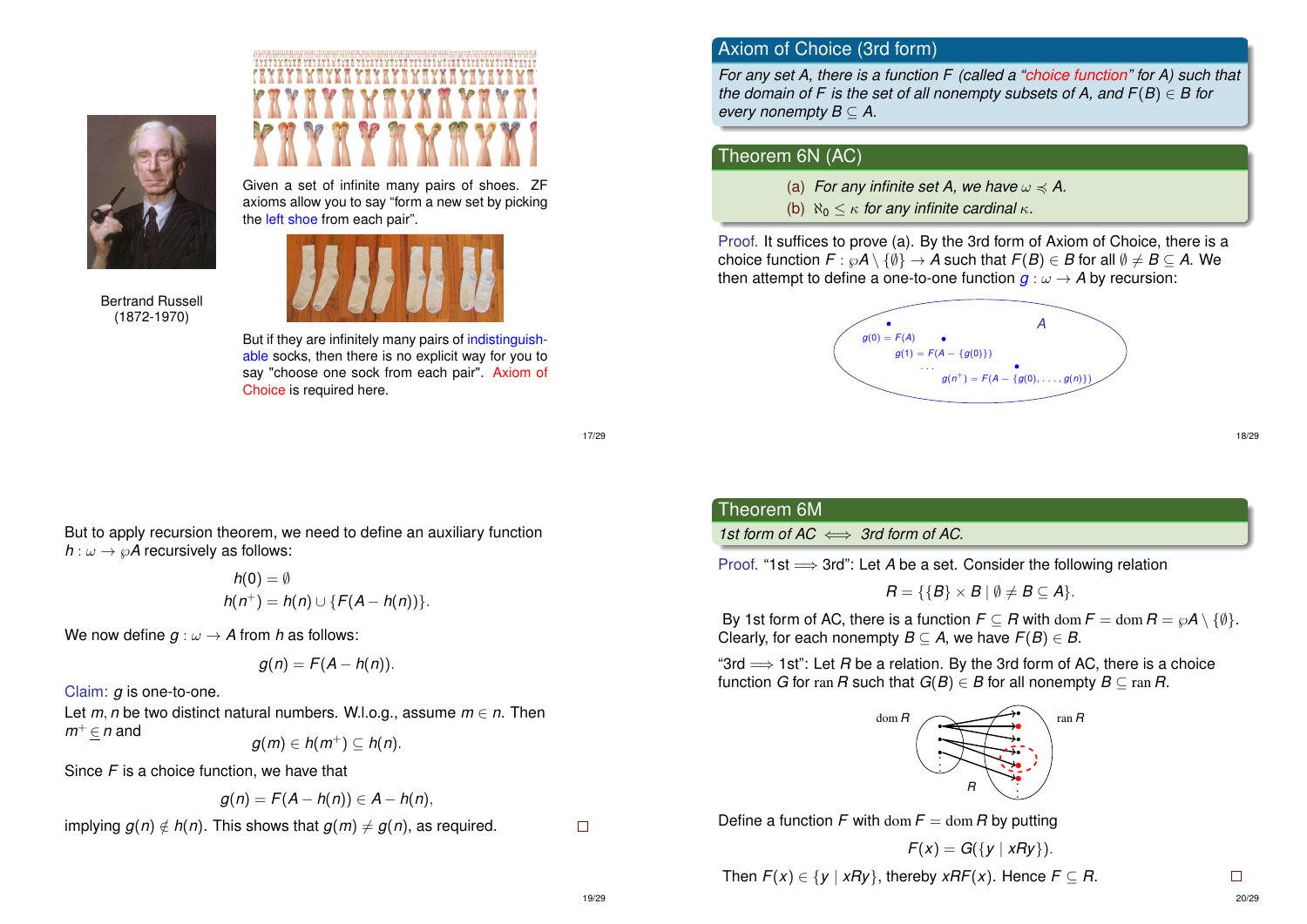Bertrand Russell
(1872-1970)

Given a set of infinite many pairs of shoes. ZF axioms allow you to say "form a new set by picking the left shoe from each pair".

But if they are infinitely many pairs of indistinguishable socks, then there is no explicit way for you to say "choose one sock from each pair". Axiom of Choice is required here.

## Axiom of Choice (3rd form)

*For any set $A$, there is a function $F$ (called a "choice function" for $A$) such that the domain of $F$ is the set of all nonempty subsets of $A$, and $F(B) \in B$ for every nonempty $B \subseteq A$.*

## Theorem 6N (AC)

(a) *For any infinite set $A$, we have $\omega \preccurlyeq A$.*

(b) *$\aleph_0 \leq \kappa$ for any infinite cardinal $\kappa$.*

Proof. It suffices to prove (a). By the 3rd form of Axiom of Choice, there is a choice function $F : \wp A \setminus \{\emptyset\} \to A$ such that $F(B) \in B$ for all $\emptyset \neq B \subseteq A$. We then attempt to define a one-to-one function $g : \omega \to A$ by recursion:

$A$: $g(0) = F(A)$, $g(1) = F(A - \{g(0)\})$, ..., $g(n^+) = F(A - \{g(0), \ldots, g(n)\})$

But to apply recursion theorem, we need to define an auxiliary function $h : \omega \to \wp A$ recursively as follows:

$$h(0) = \emptyset$$
$$h(n^+) = h(n) \cup \{F(A - h(n))\}.$$

We now define $g : \omega \to A$ from $h$ as follows:

$$g(n) = F(A - h(n)).$$

Claim: $g$ is one-to-one.
Let $m, n$ be two distinct natural numbers. W.l.o.g., assume $m \in n$. Then $m^+ \in n$ and

$$g(m) \in h(m^+) \subseteq h(n).$$

Since $F$ is a choice function, we have that

$$g(n) = F(A - h(n)) \in A - h(n),$$

implying $g(n) \notin h(n)$. This shows that $g(m) \neq g(n)$, as required. □

## Theorem 6M

*1st form of AC $\iff$ 3rd form of AC.*

Proof. "1st $\Longrightarrow$ 3rd": Let $A$ be a set. Consider the following relation

$$R = \{\{B\} \times B \mid \emptyset \neq B \subseteq A\}.$$

By 1st form of AC, there is a function $F \subseteq R$ with $\operatorname{dom} F = \operatorname{dom} R = \wp A \setminus \{\emptyset\}$. Clearly, for each nonempty $B \subseteq A$, we have $F(B) \in B$.

"3rd $\Longrightarrow$ 1st": Let $R$ be a relation. By the 3rd form of AC, there is a choice function $G$ for $\operatorname{ran} R$ such that $G(B) \in B$ for all nonempty $B \subseteq \operatorname{ran} R$.

(Diagram: $\operatorname{dom} R$, $\operatorname{ran} R$, $R$)

Define a function $F$ with $\operatorname{dom} F = \operatorname{dom} R$ by putting

$$F(x) = G(\{y \mid xRy\}).$$

Then $F(x) \in \{y \mid xRy\}$, thereby $xRF(x)$. Hence $F \subseteq R$. □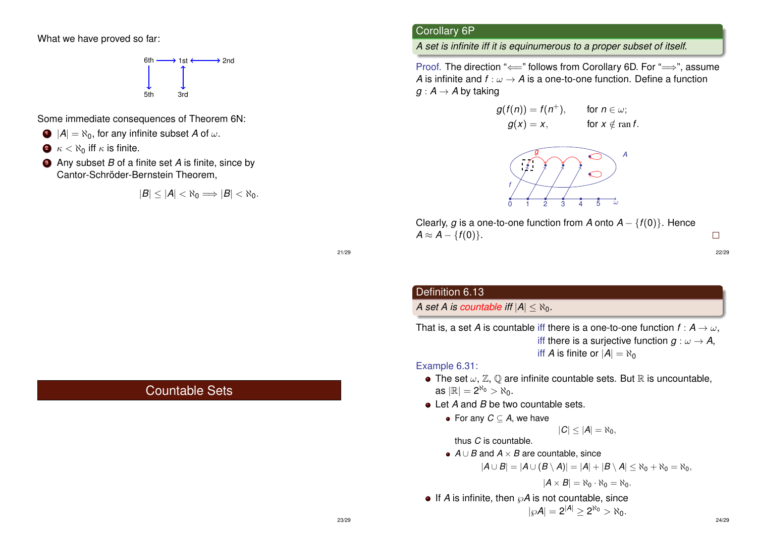What we have proved so far:

$$\begin{array}{ccccc} \text{6th} & \longrightarrow & \text{1st} & \longleftrightarrow & \text{2nd} \\ \downarrow & & \updownarrow & & \\ \text{5th} & & \text{3rd} & & \end{array}$$

Some immediate consequences of Theorem 6N:

1. $|A| = \aleph_0$, for any infinite subset $A$ of $\omega$.
2. $\kappa < \aleph_0$ iff $\kappa$ is finite.
3. Any subset $B$ of a finite set $A$ is finite, since by Cantor-Schröder-Bernstein Theorem,

$$|B| \le |A| < \aleph_0 \Longrightarrow |B| < \aleph_0.$$

## Corollary 6P

*A set is infinite iff it is equinumerous to a proper subset of itself.*

Proof. The direction "$\Longleftarrow$" follows from Corollary 6D. For "$\Longrightarrow$", assume $A$ is infinite and $f : \omega \to A$ is a one-to-one function. Define a function $g : A \to A$ by taking

$$\begin{aligned} g(f(n)) &= f(n^+), && \text{for } n \in \omega; \\ g(x) &= x, && \text{for } x \notin \operatorname{ran} f. \end{aligned}$$

Clearly, $g$ is a one-to-one function from $A$ onto $A - \{f(0)\}$. Hence $A \approx A - \{f(0)\}$. □

# Countable Sets

## Definition 6.13

*A set $A$ is* **countable** *iff $|A| \le \aleph_0$.*

That is, a set $A$ is countable iff there is a one-to-one function $f : A \to \omega$,
iff there is a surjective function $g : \omega \to A$,
iff $A$ is finite or $|A| = \aleph_0$

Example 6.31:

- The set $\omega$, $\mathbb{Z}$, $\mathbb{Q}$ are infinite countable sets. But $\mathbb{R}$ is uncountable, as $|\mathbb{R}| = 2^{\aleph_0} > \aleph_0$.
- Let $A$ and $B$ be two countable sets.
  - For any $C \subseteq A$, we have
    $$|C| \le |A| = \aleph_0,$$
    thus $C$ is countable.
  - $A \cup B$ and $A \times B$ are countable, since
    $$|A \cup B| = |A \cup (B \setminus A)| = |A| + |B \setminus A| \le \aleph_0 + \aleph_0 = \aleph_0,$$
    $$|A \times B| = \aleph_0 \cdot \aleph_0 = \aleph_0.$$
- If $A$ is infinite, then $\wp A$ is not countable, since
  $$|\wp A| = 2^{|A|} \ge 2^{\aleph_0} > \aleph_0.$$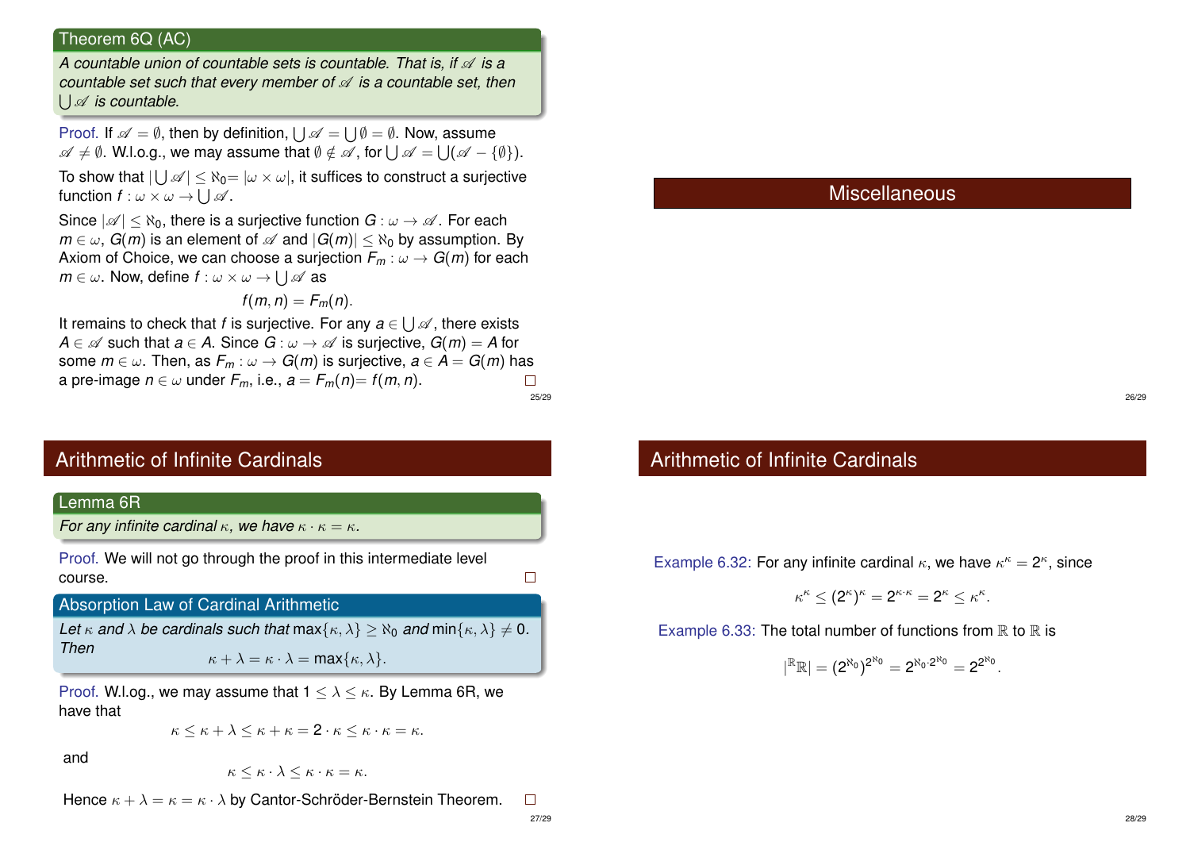**Theorem 6Q (AC)**

*A countable union of countable sets is countable. That is, if $\mathscr{A}$ is a countable set such that every member of $\mathscr{A}$ is a countable set, then $\bigcup \mathscr{A}$ is countable.*

Proof. If $\mathscr{A} = \emptyset$, then by definition, $\bigcup \mathscr{A} = \bigcup \emptyset = \emptyset$. Now, assume $\mathscr{A} \neq \emptyset$. W.l.o.g., we may assume that $\emptyset \notin \mathscr{A}$, for $\bigcup \mathscr{A} = \bigcup(\mathscr{A} - \{\emptyset\})$.

To show that $|\bigcup \mathscr{A}| \leq \aleph_0 = |\omega \times \omega|$, it suffices to construct a surjective function $f : \omega \times \omega \to \bigcup \mathscr{A}$.

Since $|\mathscr{A}| \leq \aleph_0$, there is a surjective function $G : \omega \to \mathscr{A}$. For each $m \in \omega$, $G(m)$ is an element of $\mathscr{A}$ and $|G(m)| \leq \aleph_0$ by assumption. By Axiom of Choice, we can choose a surjection $F_m : \omega \to G(m)$ for each $m \in \omega$. Now, define $f : \omega \times \omega \to \bigcup \mathscr{A}$ as

$$f(m, n) = F_m(n).$$

It remains to check that $f$ is surjective. For any $a \in \bigcup \mathscr{A}$, there exists $A \in \mathscr{A}$ such that $a \in A$. Since $G : \omega \to \mathscr{A}$ is surjective, $G(m) = A$ for some $m \in \omega$. Then, as $F_m : \omega \to G(m)$ is surjective, $a \in A = G(m)$ has a pre-image $n \in \omega$ under $F_m$, i.e., $a = F_m(n) = f(m, n)$. □

# Miscellaneous

## Arithmetic of Infinite Cardinals

**Lemma 6R**

*For any infinite cardinal $\kappa$, we have $\kappa \cdot \kappa = \kappa$.*

Proof. We will not go through the proof in this intermediate level course. □

**Absorption Law of Cardinal Arithmetic**

*Let $\kappa$ and $\lambda$ be cardinals such that $\max\{\kappa, \lambda\} \geq \aleph_0$ and $\min\{\kappa, \lambda\} \neq 0$. Then*

$$\kappa + \lambda = \kappa \cdot \lambda = \max\{\kappa, \lambda\}.$$

Proof. W.l.o.g., we may assume that $1 \leq \lambda \leq \kappa$. By Lemma 6R, we have that

$$\kappa \leq \kappa + \lambda \leq \kappa + \kappa = 2 \cdot \kappa \leq \kappa \cdot \kappa = \kappa.$$

and

$$\kappa \leq \kappa \cdot \lambda \leq \kappa \cdot \kappa = \kappa.$$

Hence $\kappa + \lambda = \kappa = \kappa \cdot \lambda$ by Cantor-Schröder-Bernstein Theorem. □

## Arithmetic of Infinite Cardinals

Example 6.32: For any infinite cardinal $\kappa$, we have $\kappa^\kappa = 2^\kappa$, since

$$\kappa^\kappa \leq (2^\kappa)^\kappa = 2^{\kappa \cdot \kappa} = 2^\kappa \leq \kappa^\kappa.$$

Example 6.33: The total number of functions from $\mathbb{R}$ to $\mathbb{R}$ is

$$|{}^{\mathbb{R}}\mathbb{R}| = (2^{\aleph_0})^{2^{\aleph_0}} = 2^{\aleph_0 \cdot 2^{\aleph_0}} = 2^{2^{\aleph_0}}.$$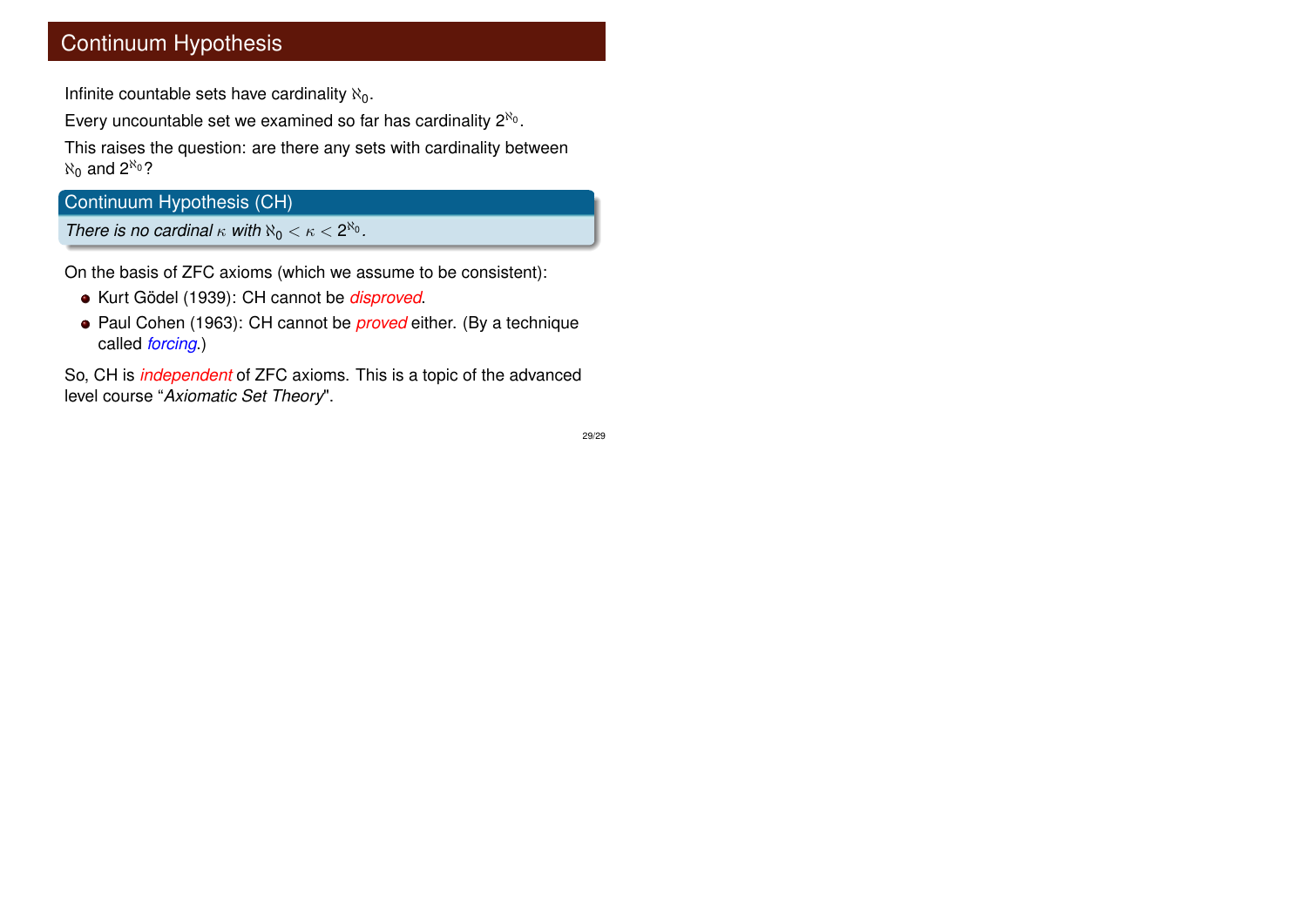# Continuum Hypothesis

Infinite countable sets have cardinality $\aleph_0$.

Every uncountable set we examined so far has cardinality $2^{\aleph_0}$.

This raises the question: are there any sets with cardinality between $\aleph_0$ and $2^{\aleph_0}$?

**Continuum Hypothesis (CH)**

*There is no cardinal $\kappa$ with $\aleph_0 < \kappa < 2^{\aleph_0}$.*

On the basis of ZFC axioms (which we assume to be consistent):

- Kurt Gödel (1939): CH cannot be *disproved*.
- Paul Cohen (1963): CH cannot be *proved* either. (By a technique called *forcing*.)

So, CH is *independent* of ZFC axioms. This is a topic of the advanced level course "*Axiomatic Set Theory*".